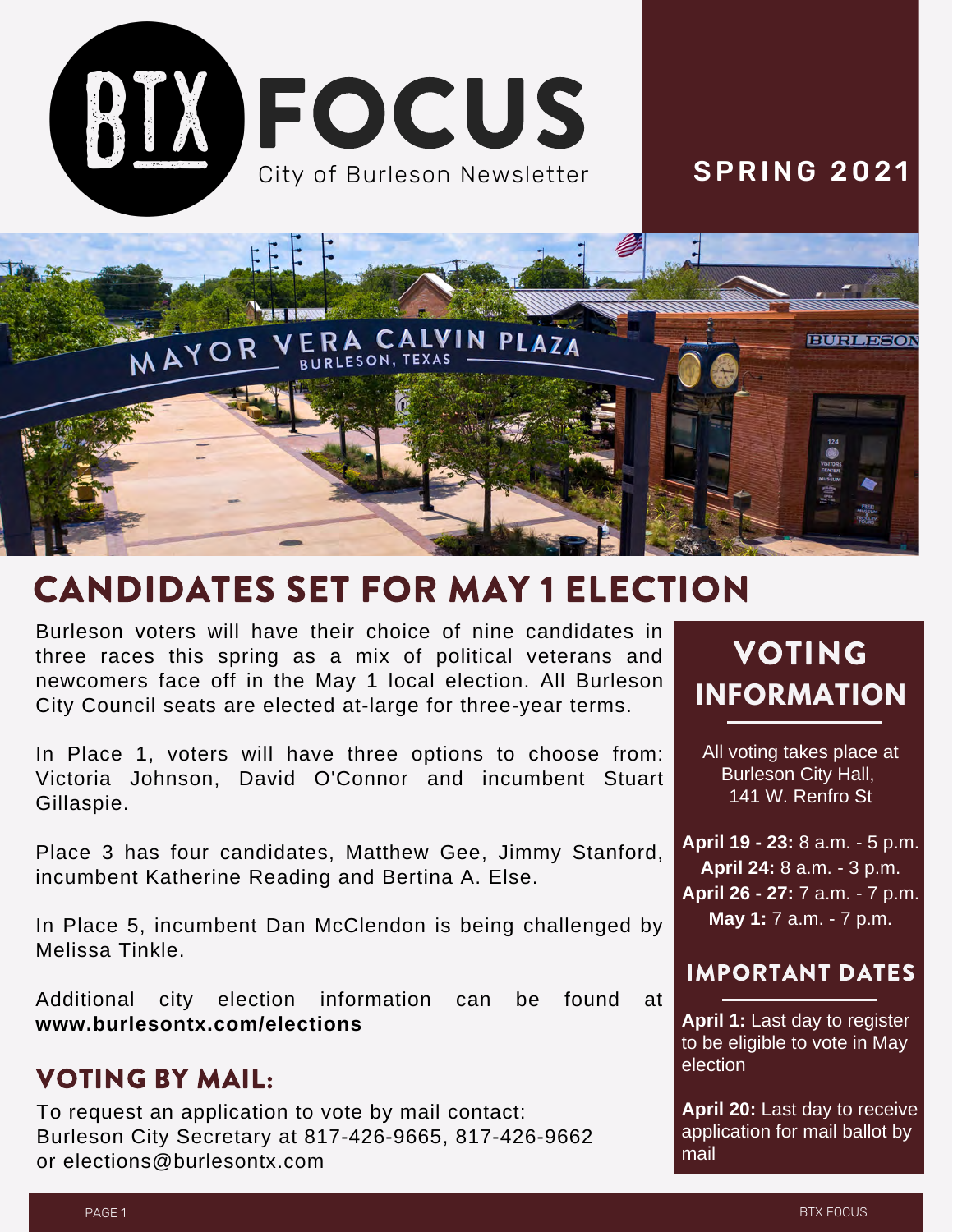# BTX FOCUS

City of Burleson Newsletter

**SPRING 2021**

## CANDIDATES SET FOR MAY 1 ELECTION

Burleson voters will have their choice of nine candidates in three races this spring as a mix of political veterans and newcomers face off in the May 1 local election. All Burleson City Council seats are elected at-large for three-year terms.

In Place 1, voters will have three options to choose from: Victoria Johnson, David O'Connor and incumbent Stuart Gillaspie.

Place 3 has four candidates, Matthew Gee, Jimmy Stanford, incumbent Katherine Reading and Bertina A. Else.

In Place 5, incumbent Dan McClendon is being challenged by Melissa Tinkle.

Additional city election information can be found at **www.burlesontx.com/elections**

## VOTING BY MAIL:

To request an application to vote by mail contact:
Burleson City Secretary at 817-426-9665, 817-426-9662 or elections@burlesontx.com

## VOTING INFORMATION

All voting takes place at Burleson City Hall, 141 W. Renfro St

**April 19 - 23:** 8 a.m. - 5 p.m.
**April 24:** 8 a.m. - 3 p.m.
**April 26 - 27:** 7 a.m. - 7 p.m.
**May 1:** 7 a.m. - 7 p.m.

### IMPORTANT DATES

**April 1:** Last day to register to be eligible to vote in May election

**April 20:** Last day to receive application for mail ballot by mail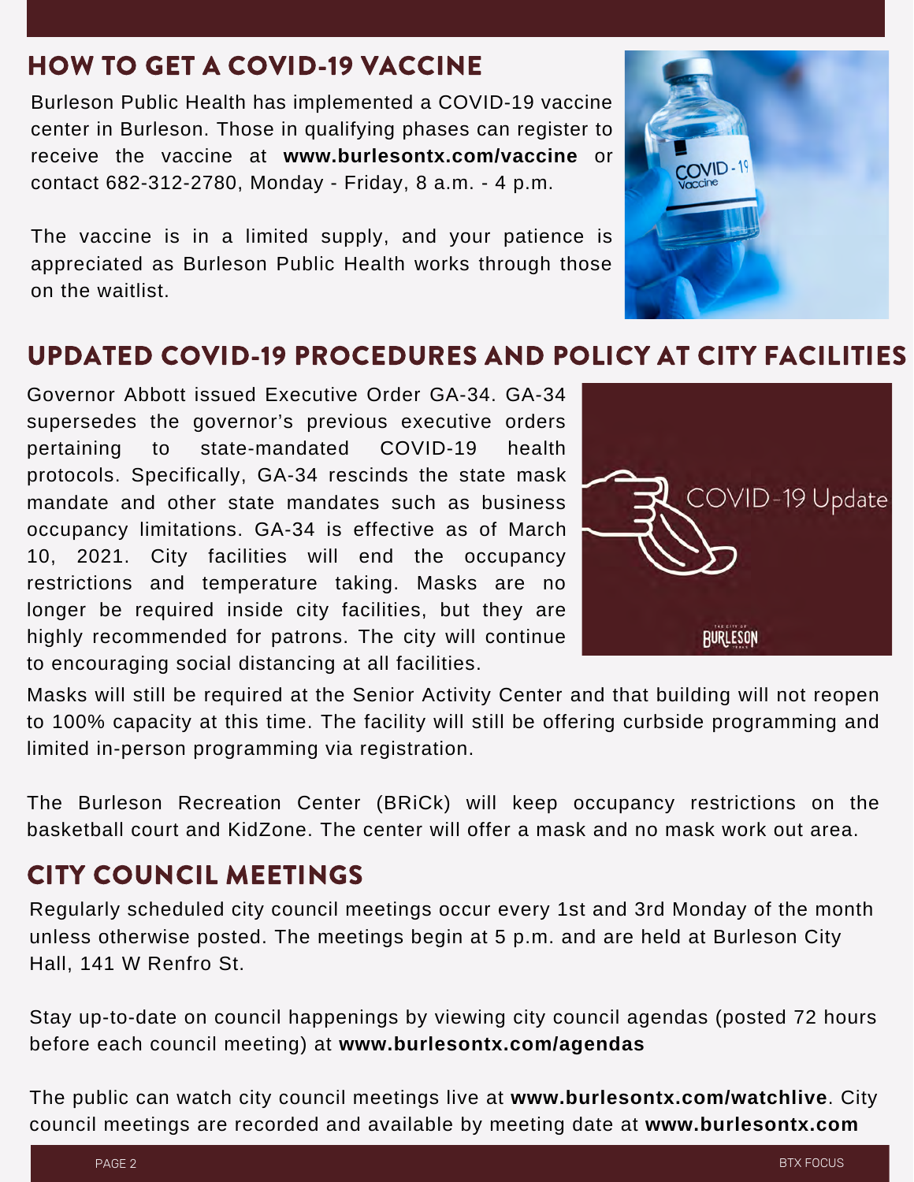## HOW TO GET A COVID-19 VACCINE

Burleson Public Health has implemented a COVID-19 vaccine center in Burleson. Those in qualifying phases can register to receive the vaccine at **www.burlesontx.com/vaccine** or contact 682-312-2780, Monday - Friday, 8 a.m. - 4 p.m.

The vaccine is in a limited supply, and your patience is appreciated as Burleson Public Health works through those on the waitlist.

## UPDATED COVID-19 PROCEDURES AND POLICY AT CITY FACILITIES

Governor Abbott issued Executive Order GA-34. GA-34 supersedes the governor's previous executive orders pertaining to state-mandated COVID-19 health protocols. Specifically, GA-34 rescinds the state mask mandate and other state mandates such as business occupancy limitations. GA-34 is effective as of March 10, 2021. City facilities will end the occupancy restrictions and temperature taking. Masks are no longer be required inside city facilities, but they are highly recommended for patrons. The city will continue to encouraging social distancing at all facilities.

Masks will still be required at the Senior Activity Center and that building will not reopen to 100% capacity at this time. The facility will still be offering curbside programming and limited in-person programming via registration.

The Burleson Recreation Center (BRiCk) will keep occupancy restrictions on the basketball court and KidZone. The center will offer a mask and no mask work out area.

## CITY COUNCIL MEETINGS

Regularly scheduled city council meetings occur every 1st and 3rd Monday of the month unless otherwise posted. The meetings begin at 5 p.m. and are held at Burleson City Hall, 141 W Renfro St.

Stay up-to-date on council happenings by viewing city council agendas (posted 72 hours before each council meeting) at **www.burlesontx.com/agendas**

The public can watch city council meetings live at **www.burlesontx.com/watchlive**. City council meetings are recorded and available by meeting date at **www.burlesontx.com**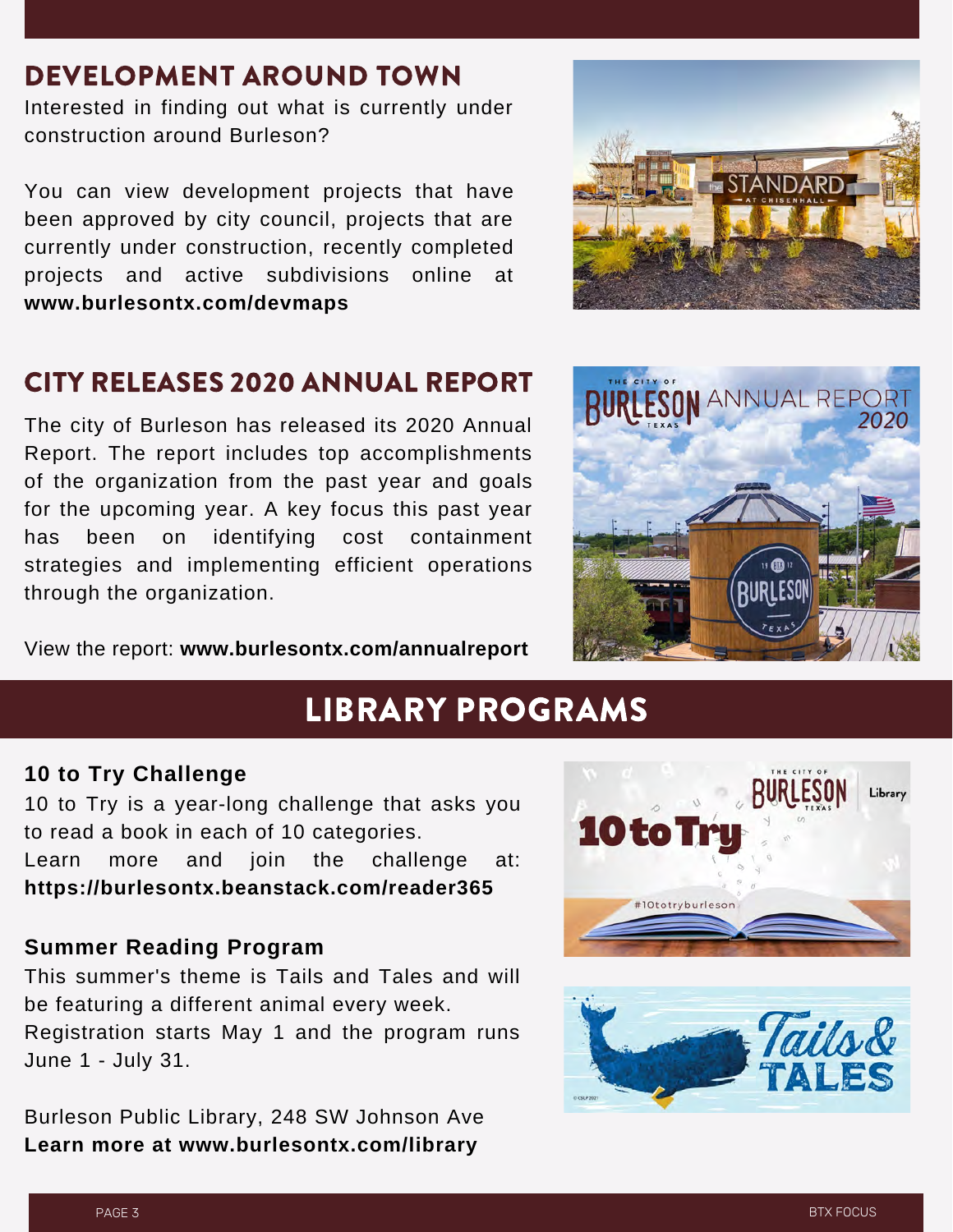## DEVELOPMENT AROUND TOWN

Interested in finding out what is currently under construction around Burleson?

You can view development projects that have been approved by city council, projects that are currently under construction, recently completed projects and active subdivisions online at **www.burlesontx.com/devmaps**

## CITY RELEASES 2020 ANNUAL REPORT

The city of Burleson has released its 2020 Annual Report. The report includes top accomplishments of the organization from the past year and goals for the upcoming year. A key focus this past year has been on identifying cost containment strategies and implementing efficient operations through the organization.

View the report: **www.burlesontx.com/annualreport**

# LIBRARY PROGRAMS

### 10 to Try Challenge

10 to Try is a year-long challenge that asks you to read a book in each of 10 categories.
Learn more and join the challenge at: **https://burlesontx.beanstack.com/reader365**

### Summer Reading Program

This summer's theme is Tails and Tales and will be featuring a different animal every week.
Registration starts May 1 and the program runs June 1 - July 31.

Burleson Public Library, 248 SW Johnson Ave
**Learn more at www.burlesontx.com/library**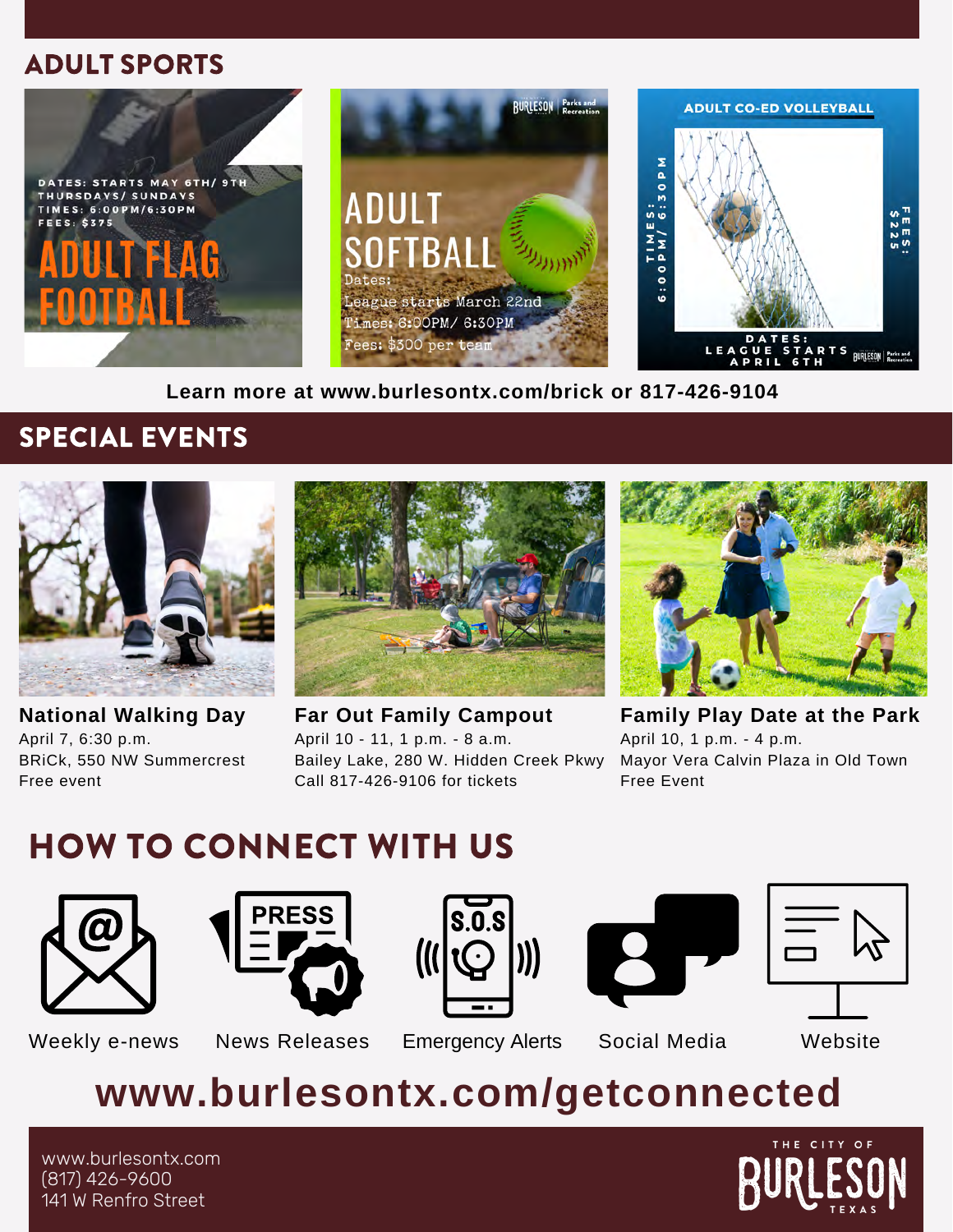## ADULT SPORTS

DATES: STARTS MAY 6TH/ 9TH
THURSDAYS/ SUNDAYS
TIMES: 6:00PM/6:30PM
FEES: $375

**ADULT FLAG FOOTBALL**

**ADULT SOFTBALL**

Dates:
League starts March 22nd
Times: 6:00PM/ 6:30PM
Fees: $300 per team

**ADULT CO-ED VOLLEYBALL**

TIMES: 6:00PM/ 6:30PM
FEES: $225
DATES: LEAGUE STARTS APRIL 6TH

**Learn more at www.burlesontx.com/brick or 817-426-9104**

## SPECIAL EVENTS

**National Walking Day**
April 7, 6:30 p.m.
BRiCk, 550 NW Summercrest
Free event

**Far Out Family Campout**
April 10 - 11, 1 p.m. - 8 a.m.
Bailey Lake, 280 W. Hidden Creek Pkwy
Call 817-426-9106 for tickets

**Family Play Date at the Park**
April 10, 1 p.m. - 4 p.m.
Mayor Vera Calvin Plaza in Old Town
Free Event

## HOW TO CONNECT WITH US

Weekly e-news
News Releases
Emergency Alerts
Social Media
Website

**www.burlesontx.com/getconnected**

www.burlesontx.com
(817) 426-9600
141 W Renfro Street

THE CITY OF BURLESON TEXAS